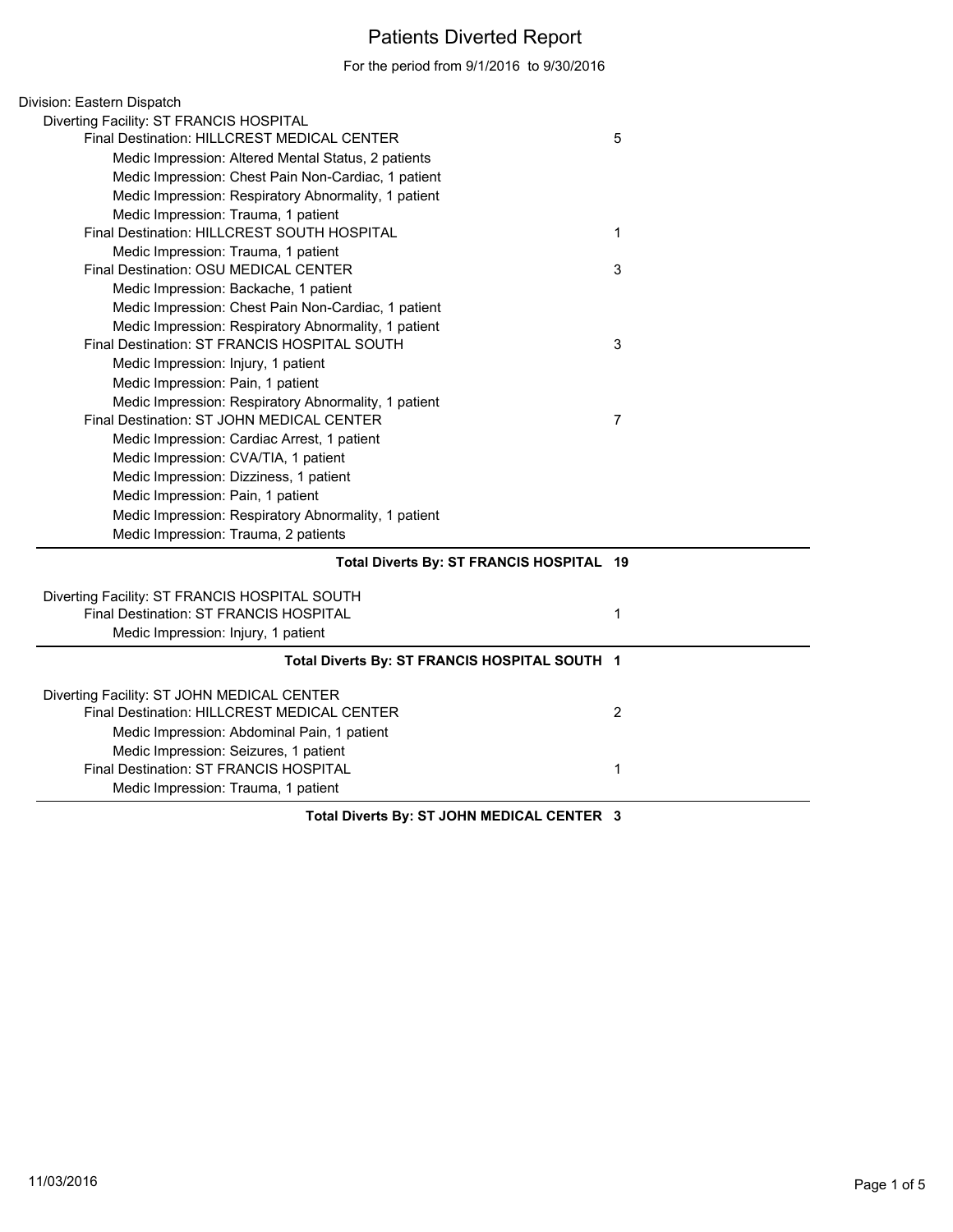# Patients Diverted Report

For the period from 9/1/2016 to 9/30/2016

Division: Eastern Dispatch

Diverting Facility: ST FRANCIS HOSPITAL

| | Count |
|---|---|
| Final Destination: HILLCREST MEDICAL CENTER | 5 |
| Medic Impression: Altered Mental Status, 2 patients | |
| Medic Impression: Chest Pain Non-Cardiac, 1 patient | |
| Medic Impression: Respiratory Abnormality, 1 patient | |
| Medic Impression: Trauma, 1 patient | |
| Final Destination: HILLCREST SOUTH HOSPITAL | 1 |
| Medic Impression: Trauma, 1 patient | |
| Final Destination: OSU MEDICAL CENTER | 3 |
| Medic Impression: Backache, 1 patient | |
| Medic Impression: Chest Pain Non-Cardiac, 1 patient | |
| Medic Impression: Respiratory Abnormality, 1 patient | |
| Final Destination: ST FRANCIS HOSPITAL SOUTH | 3 |
| Medic Impression: Injury, 1 patient | |
| Medic Impression: Pain, 1 patient | |
| Medic Impression: Respiratory Abnormality, 1 patient | |
| Final Destination: ST JOHN MEDICAL CENTER | 7 |
| Medic Impression: Cardiac Arrest, 1 patient | |
| Medic Impression: CVA/TIA, 1 patient | |
| Medic Impression: Dizziness, 1 patient | |
| Medic Impression: Pain, 1 patient | |
| Medic Impression: Respiratory Abnormality, 1 patient | |
| Medic Impression: Trauma, 2 patients | |
| **Total Diverts By: ST FRANCIS HOSPITAL** | **19** |

Diverting Facility: ST FRANCIS HOSPITAL SOUTH

| | Count |
|---|---|
| Final Destination: ST FRANCIS HOSPITAL | 1 |
| Medic Impression: Injury, 1 patient | |
| **Total Diverts By: ST FRANCIS HOSPITAL SOUTH** | **1** |

Diverting Facility: ST JOHN MEDICAL CENTER

| | Count |
|---|---|
| Final Destination: HILLCREST MEDICAL CENTER | 2 |
| Medic Impression: Abdominal Pain, 1 patient | |
| Medic Impression: Seizures, 1 patient | |
| Final Destination: ST FRANCIS HOSPITAL | 1 |
| Medic Impression: Trauma, 1 patient | |
| **Total Diverts By: ST JOHN MEDICAL CENTER** | **3** |

11/03/2016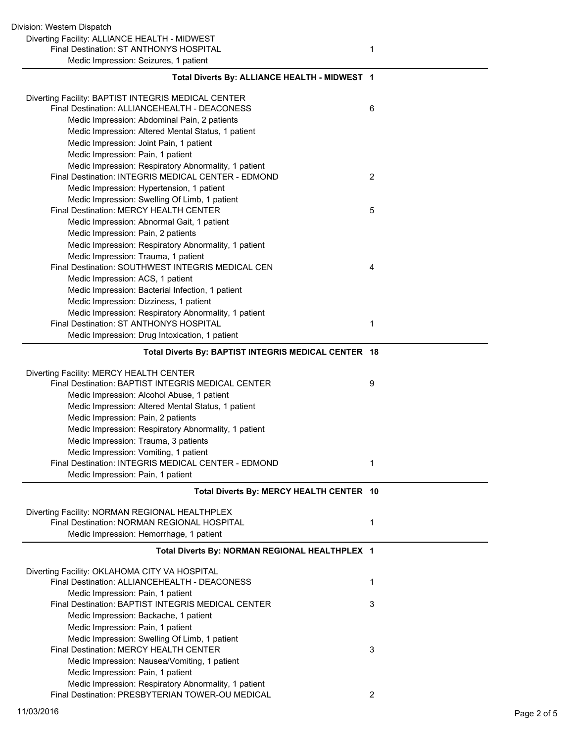Division: Western Dispatch

Diverting Facility: ALLIANCE HEALTH - MIDWEST

| | |
|---|---|
| Final Destination: ST ANTHONYS HOSPITAL | 1 |
| Medic Impression: Seizures, 1 patient | |

**Total Diverts By: ALLIANCE HEALTH - MIDWEST 1**

Diverting Facility: BAPTIST INTEGRIS MEDICAL CENTER

| | |
|---|---|
| Final Destination: ALLIANCEHEALTH - DEACONESS | 6 |
| Medic Impression: Abdominal Pain, 2 patients | |
| Medic Impression: Altered Mental Status, 1 patient | |
| Medic Impression: Joint Pain, 1 patient | |
| Medic Impression: Pain, 1 patient | |
| Medic Impression: Respiratory Abnormality, 1 patient | |
| Final Destination: INTEGRIS MEDICAL CENTER - EDMOND | 2 |
| Medic Impression: Hypertension, 1 patient | |
| Medic Impression: Swelling Of Limb, 1 patient | |
| Final Destination: MERCY HEALTH CENTER | 5 |
| Medic Impression: Abnormal Gait, 1 patient | |
| Medic Impression: Pain, 2 patients | |
| Medic Impression: Respiratory Abnormality, 1 patient | |
| Medic Impression: Trauma, 1 patient | |
| Final Destination: SOUTHWEST INTEGRIS MEDICAL CEN | 4 |
| Medic Impression: ACS, 1 patient | |
| Medic Impression: Bacterial Infection, 1 patient | |
| Medic Impression: Dizziness, 1 patient | |
| Medic Impression: Respiratory Abnormality, 1 patient | |
| Final Destination: ST ANTHONYS HOSPITAL | 1 |
| Medic Impression: Drug Intoxication, 1 patient | |

**Total Diverts By: BAPTIST INTEGRIS MEDICAL CENTER 18**

Diverting Facility: MERCY HEALTH CENTER

| | |
|---|---|
| Final Destination: BAPTIST INTEGRIS MEDICAL CENTER | 9 |
| Medic Impression: Alcohol Abuse, 1 patient | |
| Medic Impression: Altered Mental Status, 1 patient | |
| Medic Impression: Pain, 2 patients | |
| Medic Impression: Respiratory Abnormality, 1 patient | |
| Medic Impression: Trauma, 3 patients | |
| Medic Impression: Vomiting, 1 patient | |
| Final Destination: INTEGRIS MEDICAL CENTER - EDMOND | 1 |
| Medic Impression: Pain, 1 patient | |

**Total Diverts By: MERCY HEALTH CENTER 10**

Diverting Facility: NORMAN REGIONAL HEALTHPLEX

| | |
|---|---|
| Final Destination: NORMAN REGIONAL HOSPITAL | 1 |
| Medic Impression: Hemorrhage, 1 patient | |

**Total Diverts By: NORMAN REGIONAL HEALTHPLEX 1**

Diverting Facility: OKLAHOMA CITY VA HOSPITAL

| | |
|---|---|
| Final Destination: ALLIANCEHEALTH - DEACONESS | 1 |
| Medic Impression: Pain, 1 patient | |
| Final Destination: BAPTIST INTEGRIS MEDICAL CENTER | 3 |
| Medic Impression: Backache, 1 patient | |
| Medic Impression: Pain, 1 patient | |
| Medic Impression: Swelling Of Limb, 1 patient | |
| Final Destination: MERCY HEALTH CENTER | 3 |
| Medic Impression: Nausea/Vomiting, 1 patient | |
| Medic Impression: Pain, 1 patient | |
| Medic Impression: Respiratory Abnormality, 1 patient | |
| Final Destination: PRESBYTERIAN TOWER-OU MEDICAL | 2 |

11/03/2016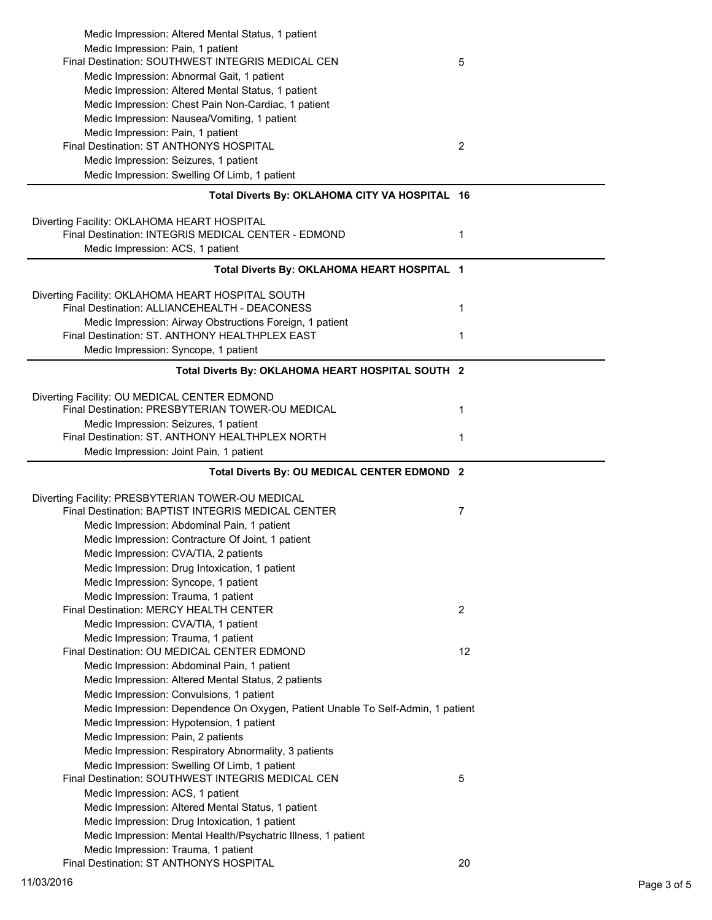Medic Impression: Altered Mental Status, 1 patient
Medic Impression: Pain, 1 patient

Final Destination: SOUTHWEST INTEGRIS MEDICAL CEN — 5

Medic Impression: Abnormal Gait, 1 patient
Medic Impression: Altered Mental Status, 1 patient
Medic Impression: Chest Pain Non-Cardiac, 1 patient
Medic Impression: Nausea/Vomiting, 1 patient
Medic Impression: Pain, 1 patient

Final Destination: ST ANTHONYS HOSPITAL — 2

Medic Impression: Seizures, 1 patient
Medic Impression: Swelling Of Limb, 1 patient

**Total Diverts By: OKLAHOMA CITY VA HOSPITAL 16**

---

Diverting Facility: OKLAHOMA HEART HOSPITAL

Final Destination: INTEGRIS MEDICAL CENTER - EDMOND — 1

Medic Impression: ACS, 1 patient

**Total Diverts By: OKLAHOMA HEART HOSPITAL 1**

---

Diverting Facility: OKLAHOMA HEART HOSPITAL SOUTH

Final Destination: ALLIANCEHEALTH - DEACONESS — 1

Medic Impression: Airway Obstructions Foreign, 1 patient

Final Destination: ST. ANTHONY HEALTHPLEX EAST — 1

Medic Impression: Syncope, 1 patient

**Total Diverts By: OKLAHOMA HEART HOSPITAL SOUTH 2**

---

Diverting Facility: OU MEDICAL CENTER EDMOND

Final Destination: PRESBYTERIAN TOWER-OU MEDICAL — 1

Medic Impression: Seizures, 1 patient

Final Destination: ST. ANTHONY HEALTHPLEX NORTH — 1

Medic Impression: Joint Pain, 1 patient

**Total Diverts By: OU MEDICAL CENTER EDMOND 2**

---

Diverting Facility: PRESBYTERIAN TOWER-OU MEDICAL

Final Destination: BAPTIST INTEGRIS MEDICAL CENTER — 7

Medic Impression: Abdominal Pain, 1 patient
Medic Impression: Contracture Of Joint, 1 patient
Medic Impression: CVA/TIA, 2 patients
Medic Impression: Drug Intoxication, 1 patient
Medic Impression: Syncope, 1 patient
Medic Impression: Trauma, 1 patient

Final Destination: MERCY HEALTH CENTER — 2

Medic Impression: CVA/TIA, 1 patient
Medic Impression: Trauma, 1 patient

Final Destination: OU MEDICAL CENTER EDMOND — 12

Medic Impression: Abdominal Pain, 1 patient
Medic Impression: Altered Mental Status, 2 patients
Medic Impression: Convulsions, 1 patient
Medic Impression: Dependence On Oxygen, Patient Unable To Self-Admin, 1 patient
Medic Impression: Hypotension, 1 patient
Medic Impression: Pain, 2 patients
Medic Impression: Respiratory Abnormality, 3 patients
Medic Impression: Swelling Of Limb, 1 patient

Final Destination: SOUTHWEST INTEGRIS MEDICAL CEN — 5

Medic Impression: ACS, 1 patient
Medic Impression: Altered Mental Status, 1 patient
Medic Impression: Drug Intoxication, 1 patient
Medic Impression: Mental Health/Psychatric Illness, 1 patient
Medic Impression: Trauma, 1 patient

Final Destination: ST ANTHONYS HOSPITAL — 20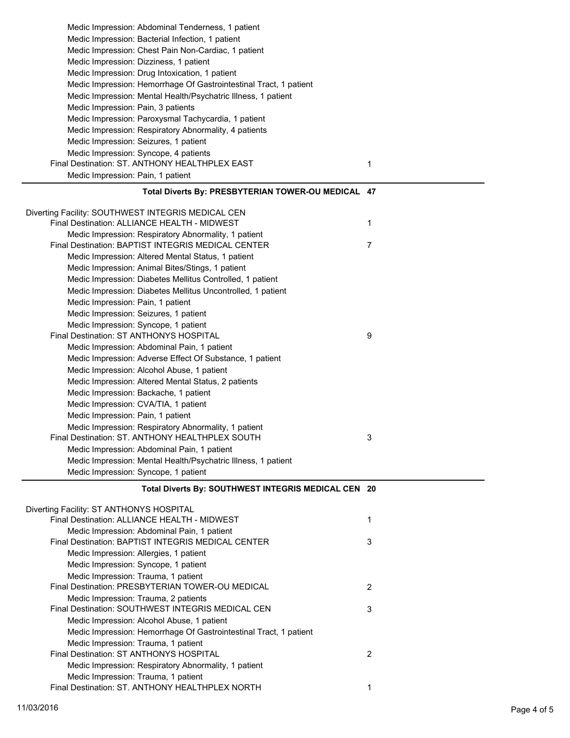Medic Impression: Abdominal Tenderness, 1 patient
Medic Impression: Bacterial Infection, 1 patient
Medic Impression: Chest Pain Non-Cardiac, 1 patient
Medic Impression: Dizziness, 1 patient
Medic Impression: Drug Intoxication, 1 patient
Medic Impression: Hemorrhage Of Gastrointestinal Tract, 1 patient
Medic Impression: Mental Health/Psychatric Illness, 1 patient
Medic Impression: Pain, 3 patients
Medic Impression: Paroxysmal Tachycardia, 1 patient
Medic Impression: Respiratory Abnormality, 4 patients
Medic Impression: Seizures, 1 patient
Medic Impression: Syncope, 4 patients

Final Destination: ST. ANTHONY HEALTHPLEX EAST 1
Medic Impression: Pain, 1 patient

**Total Diverts By: PRESBYTERIAN TOWER-OU MEDICAL 47**

---

Diverting Facility: SOUTHWEST INTEGRIS MEDICAL CEN

Final Destination: ALLIANCE HEALTH - MIDWEST 1
Medic Impression: Respiratory Abnormality, 1 patient

Final Destination: BAPTIST INTEGRIS MEDICAL CENTER 7
Medic Impression: Altered Mental Status, 1 patient
Medic Impression: Animal Bites/Stings, 1 patient
Medic Impression: Diabetes Mellitus Controlled, 1 patient
Medic Impression: Diabetes Mellitus Uncontrolled, 1 patient
Medic Impression: Pain, 1 patient
Medic Impression: Seizures, 1 patient
Medic Impression: Syncope, 1 patient

Final Destination: ST ANTHONYS HOSPITAL 9
Medic Impression: Abdominal Pain, 1 patient
Medic Impression: Adverse Effect Of Substance, 1 patient
Medic Impression: Alcohol Abuse, 1 patient
Medic Impression: Altered Mental Status, 2 patients
Medic Impression: Backache, 1 patient
Medic Impression: CVA/TIA, 1 patient
Medic Impression: Pain, 1 patient
Medic Impression: Respiratory Abnormality, 1 patient

Final Destination: ST. ANTHONY HEALTHPLEX SOUTH 3
Medic Impression: Abdominal Pain, 1 patient
Medic Impression: Mental Health/Psychatric Illness, 1 patient
Medic Impression: Syncope, 1 patient

**Total Diverts By: SOUTHWEST INTEGRIS MEDICAL CEN 20**

---

Diverting Facility: ST ANTHONYS HOSPITAL

Final Destination: ALLIANCE HEALTH - MIDWEST 1
Medic Impression: Abdominal Pain, 1 patient

Final Destination: BAPTIST INTEGRIS MEDICAL CENTER 3
Medic Impression: Allergies, 1 patient
Medic Impression: Syncope, 1 patient
Medic Impression: Trauma, 1 patient

Final Destination: PRESBYTERIAN TOWER-OU MEDICAL 2
Medic Impression: Trauma, 2 patients

Final Destination: SOUTHWEST INTEGRIS MEDICAL CEN 3
Medic Impression: Alcohol Abuse, 1 patient
Medic Impression: Hemorrhage Of Gastrointestinal Tract, 1 patient
Medic Impression: Trauma, 1 patient

Final Destination: ST ANTHONYS HOSPITAL 2
Medic Impression: Respiratory Abnormality, 1 patient
Medic Impression: Trauma, 1 patient

Final Destination: ST. ANTHONY HEALTHPLEX NORTH 1

11/03/2016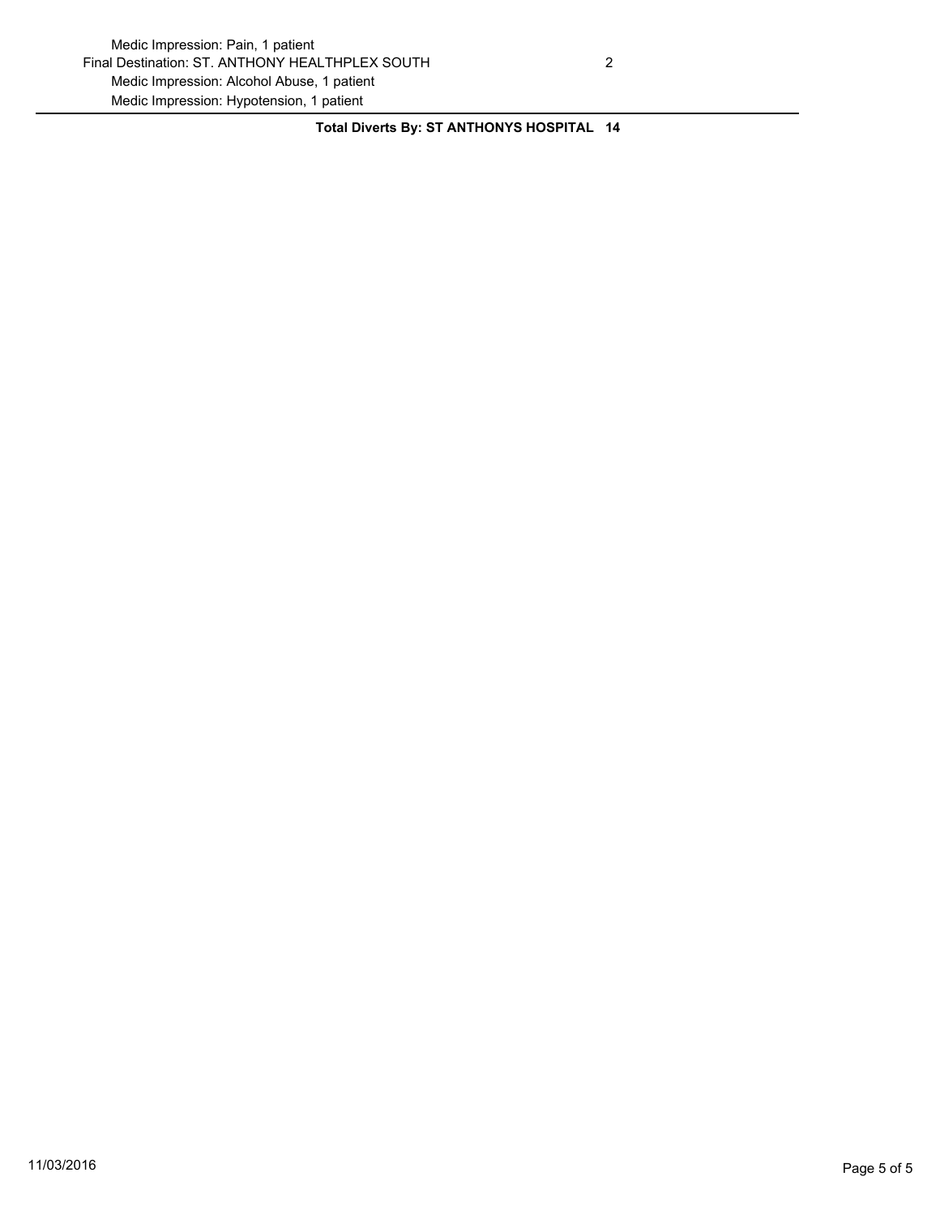Medic Impression: Pain, 1 patient

Final Destination: ST. ANTHONY HEALTHPLEX SOUTH 2

Medic Impression: Alcohol Abuse, 1 patient

Medic Impression: Hypotension, 1 patient

---

**Total Diverts By: ST ANTHONYS HOSPITAL 14**